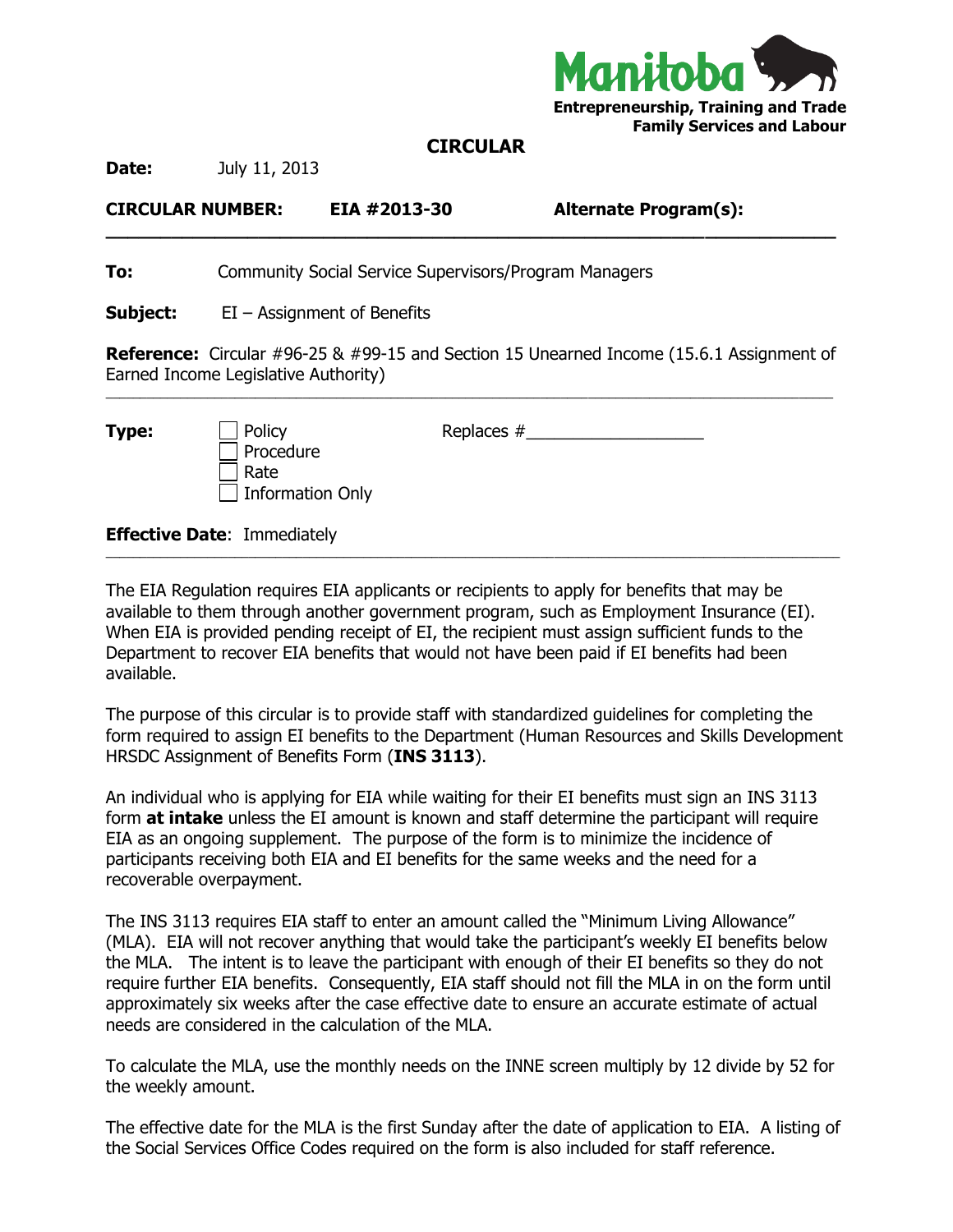Manitoba

**Entrepreneurship, Training and Trade**
**Family Services and Labour**

# CIRCULAR

**Date:** July 11, 2013

**CIRCULAR NUMBER:** **EIA #2013-30** **Alternate Program(s):**

---

**To:** Community Social Service Supervisors/Program Managers

**Subject:** EI – Assignment of Benefits

**Reference:** Circular #96-25 & #99-15 and Section 15 Unearned Income (15.6.1 Assignment of Earned Income Legislative Authority)

---

**Type:**

- ☐ Policy
- ☐ Procedure
- ☐ Rate
- ☐ Information Only

Replaces #\_\_\_\_\_\_\_\_\_\_\_\_\_\_\_\_\_\_

**Effective Date**: Immediately

---

The EIA Regulation requires EIA applicants or recipients to apply for benefits that may be available to them through another government program, such as Employment Insurance (EI). When EIA is provided pending receipt of EI, the recipient must assign sufficient funds to the Department to recover EIA benefits that would not have been paid if EI benefits had been available.

The purpose of this circular is to provide staff with standardized guidelines for completing the form required to assign EI benefits to the Department (Human Resources and Skills Development HRSDC Assignment of Benefits Form (**INS 3113**).

An individual who is applying for EIA while waiting for their EI benefits must sign an INS 3113 form **at intake** unless the EI amount is known and staff determine the participant will require EIA as an ongoing supplement. The purpose of the form is to minimize the incidence of participants receiving both EIA and EI benefits for the same weeks and the need for a recoverable overpayment.

The INS 3113 requires EIA staff to enter an amount called the "Minimum Living Allowance" (MLA). EIA will not recover anything that would take the participant's weekly EI benefits below the MLA. The intent is to leave the participant with enough of their EI benefits so they do not require further EIA benefits. Consequently, EIA staff should not fill the MLA in on the form until approximately six weeks after the case effective date to ensure an accurate estimate of actual needs are considered in the calculation of the MLA.

To calculate the MLA, use the monthly needs on the INNE screen multiply by 12 divide by 52 for the weekly amount.

The effective date for the MLA is the first Sunday after the date of application to EIA. A listing of the Social Services Office Codes required on the form is also included for staff reference.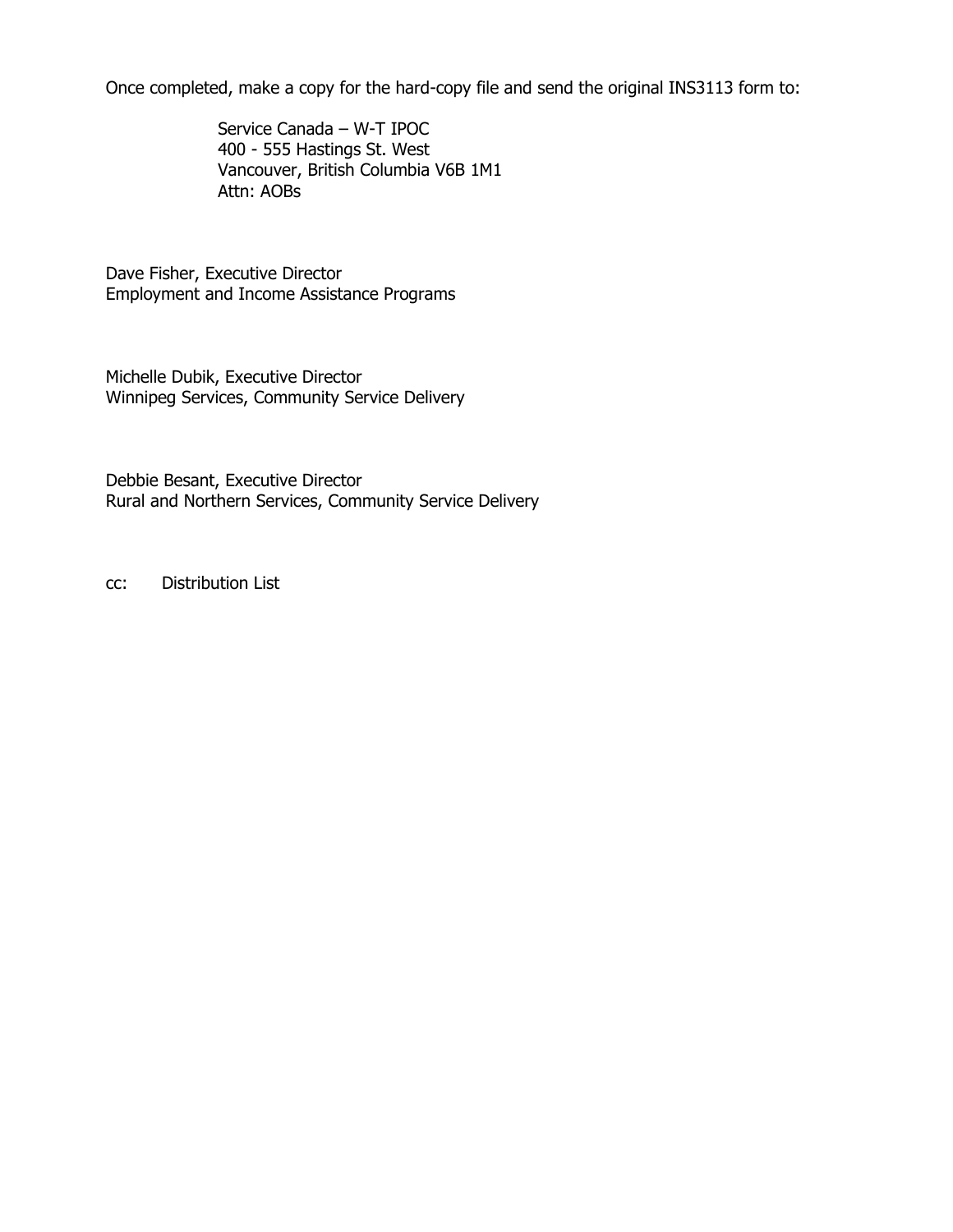Once completed, make a copy for the hard-copy file and send the original INS3113 form to:

> Service Canada – W-T IPOC
> 400 - 555 Hastings St. West
> Vancouver, British Columbia V6B 1M1
> Attn: AOBs

Dave Fisher, Executive Director
Employment and Income Assistance Programs

Michelle Dubik, Executive Director
Winnipeg Services, Community Service Delivery

Debbie Besant, Executive Director
Rural and Northern Services, Community Service Delivery

cc: Distribution List